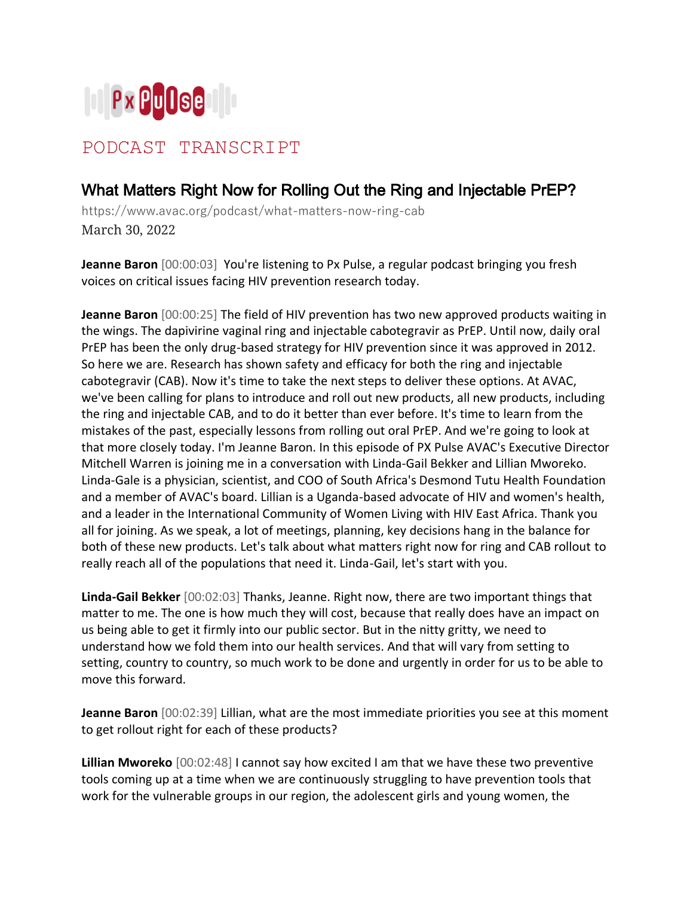Px Pulse

PODCAST TRANSCRIPT

# What Matters Right Now for Rolling Out the Ring and Injectable PrEP?

https://www.avac.org/podcast/what-matters-now-ring-cab

March 30, 2022

**Jeanne Baron** [00:00:03] You're listening to Px Pulse, a regular podcast bringing you fresh voices on critical issues facing HIV prevention research today.

**Jeanne Baron** [00:00:25] The field of HIV prevention has two new approved products waiting in the wings. The dapivirine vaginal ring and injectable cabotegravir as PrEP. Until now, daily oral PrEP has been the only drug-based strategy for HIV prevention since it was approved in 2012. So here we are. Research has shown safety and efficacy for both the ring and injectable cabotegravir (CAB). Now it's time to take the next steps to deliver these options. At AVAC, we've been calling for plans to introduce and roll out new products, all new products, including the ring and injectable CAB, and to do it better than ever before. It's time to learn from the mistakes of the past, especially lessons from rolling out oral PrEP. And we're going to look at that more closely today. I'm Jeanne Baron. In this episode of PX Pulse AVAC's Executive Director Mitchell Warren is joining me in a conversation with Linda-Gail Bekker and Lillian Mworeko. Linda-Gale is a physician, scientist, and COO of South Africa's Desmond Tutu Health Foundation and a member of AVAC's board. Lillian is a Uganda-based advocate of HIV and women's health, and a leader in the International Community of Women Living with HIV East Africa. Thank you all for joining. As we speak, a lot of meetings, planning, key decisions hang in the balance for both of these new products. Let's talk about what matters right now for ring and CAB rollout to really reach all of the populations that need it. Linda-Gail, let's start with you.

**Linda-Gail Bekker** [00:02:03] Thanks, Jeanne. Right now, there are two important things that matter to me. The one is how much they will cost, because that really does have an impact on us being able to get it firmly into our public sector. But in the nitty gritty, we need to understand how we fold them into our health services. And that will vary from setting to setting, country to country, so much work to be done and urgently in order for us to be able to move this forward.

**Jeanne Baron** [00:02:39] Lillian, what are the most immediate priorities you see at this moment to get rollout right for each of these products?

**Lillian Mworeko** [00:02:48] I cannot say how excited I am that we have these two preventive tools coming up at a time when we are continuously struggling to have prevention tools that work for the vulnerable groups in our region, the adolescent girls and young women, the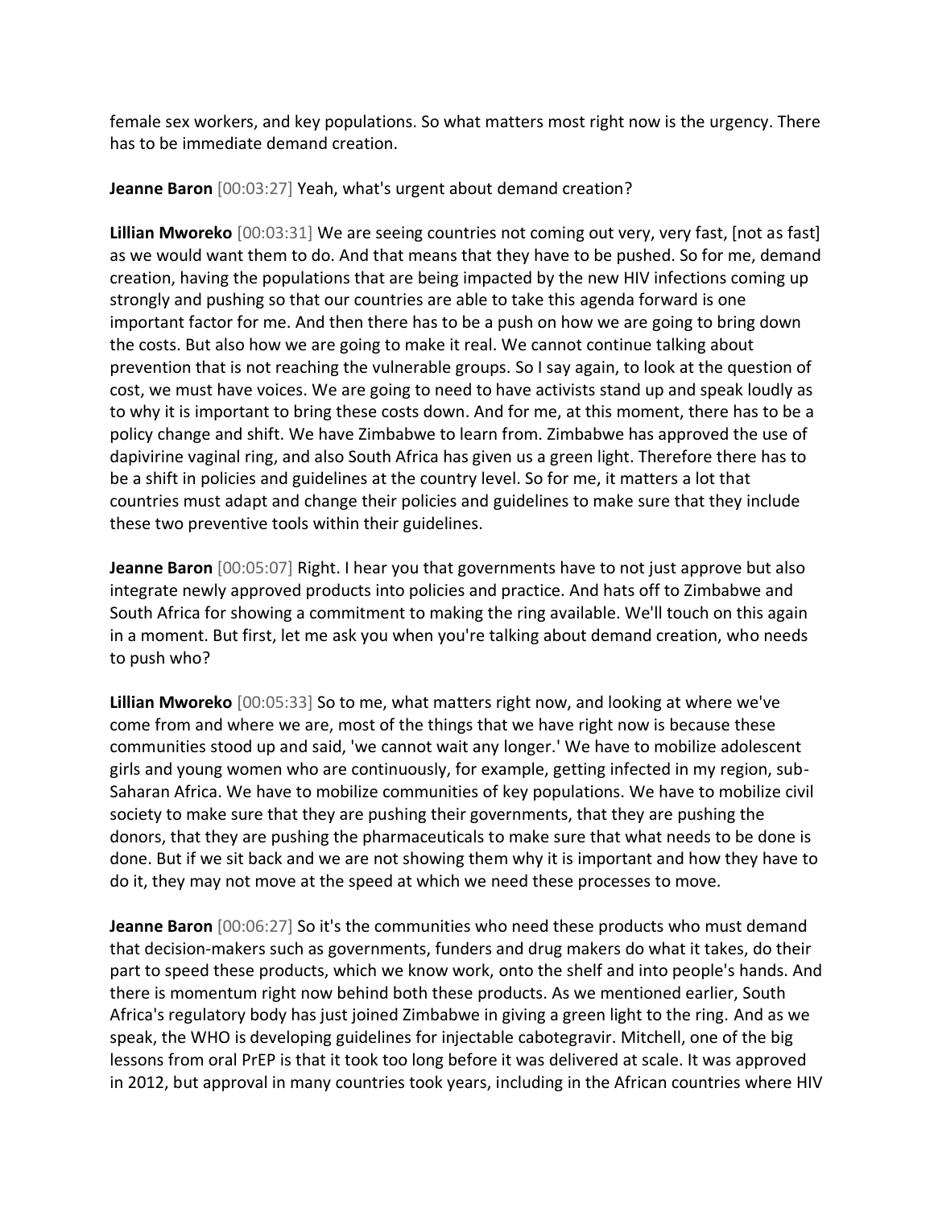female sex workers, and key populations. So what matters most right now is the urgency. There has to be immediate demand creation.

**Jeanne Baron** [00:03:27] Yeah, what's urgent about demand creation?

**Lillian Mworeko** [00:03:31] We are seeing countries not coming out very, very fast, [not as fast] as we would want them to do. And that means that they have to be pushed. So for me, demand creation, having the populations that are being impacted by the new HIV infections coming up strongly and pushing so that our countries are able to take this agenda forward is one important factor for me. And then there has to be a push on how we are going to bring down the costs. But also how we are going to make it real. We cannot continue talking about prevention that is not reaching the vulnerable groups. So I say again, to look at the question of cost, we must have voices. We are going to need to have activists stand up and speak loudly as to why it is important to bring these costs down. And for me, at this moment, there has to be a policy change and shift. We have Zimbabwe to learn from. Zimbabwe has approved the use of dapivirine vaginal ring, and also South Africa has given us a green light. Therefore there has to be a shift in policies and guidelines at the country level. So for me, it matters a lot that countries must adapt and change their policies and guidelines to make sure that they include these two preventive tools within their guidelines.

**Jeanne Baron** [00:05:07] Right. I hear you that governments have to not just approve but also integrate newly approved products into policies and practice. And hats off to Zimbabwe and South Africa for showing a commitment to making the ring available. We'll touch on this again in a moment. But first, let me ask you when you're talking about demand creation, who needs to push who?

**Lillian Mworeko** [00:05:33] So to me, what matters right now, and looking at where we've come from and where we are, most of the things that we have right now is because these communities stood up and said, 'we cannot wait any longer.' We have to mobilize adolescent girls and young women who are continuously, for example, getting infected in my region, sub-Saharan Africa. We have to mobilize communities of key populations. We have to mobilize civil society to make sure that they are pushing their governments, that they are pushing the donors, that they are pushing the pharmaceuticals to make sure that what needs to be done is done. But if we sit back and we are not showing them why it is important and how they have to do it, they may not move at the speed at which we need these processes to move.

**Jeanne Baron** [00:06:27] So it's the communities who need these products who must demand that decision-makers such as governments, funders and drug makers do what it takes, do their part to speed these products, which we know work, onto the shelf and into people's hands. And there is momentum right now behind both these products. As we mentioned earlier, South Africa's regulatory body has just joined Zimbabwe in giving a green light to the ring. And as we speak, the WHO is developing guidelines for injectable cabotegravir. Mitchell, one of the big lessons from oral PrEP is that it took too long before it was delivered at scale. It was approved in 2012, but approval in many countries took years, including in the African countries where HIV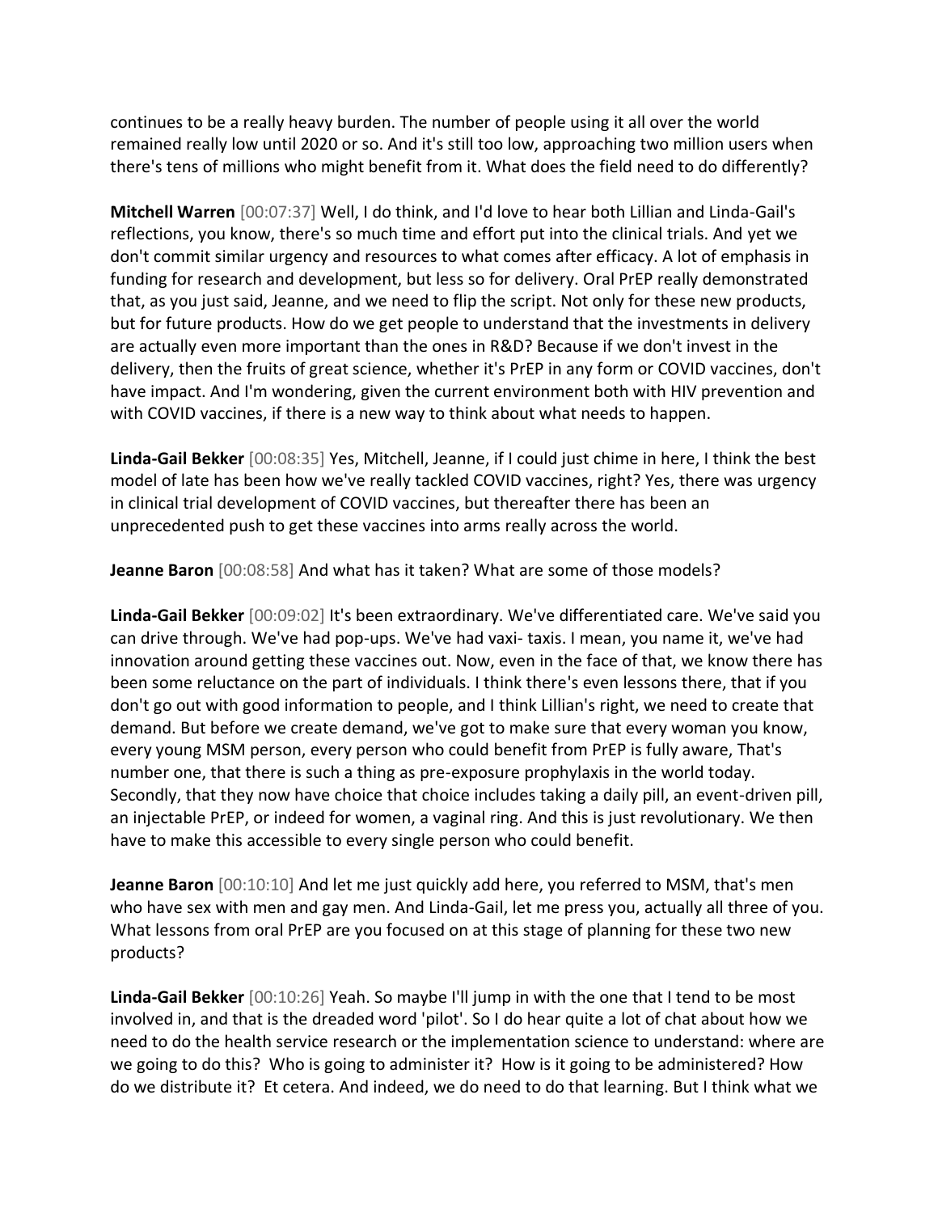continues to be a really heavy burden. The number of people using it all over the world remained really low until 2020 or so. And it's still too low, approaching two million users when there's tens of millions who might benefit from it. What does the field need to do differently?

**Mitchell Warren** [00:07:37] Well, I do think, and I'd love to hear both Lillian and Linda-Gail's reflections, you know, there's so much time and effort put into the clinical trials. And yet we don't commit similar urgency and resources to what comes after efficacy. A lot of emphasis in funding for research and development, but less so for delivery. Oral PrEP really demonstrated that, as you just said, Jeanne, and we need to flip the script. Not only for these new products, but for future products. How do we get people to understand that the investments in delivery are actually even more important than the ones in R&D? Because if we don't invest in the delivery, then the fruits of great science, whether it's PrEP in any form or COVID vaccines, don't have impact. And I'm wondering, given the current environment both with HIV prevention and with COVID vaccines, if there is a new way to think about what needs to happen.

**Linda-Gail Bekker** [00:08:35] Yes, Mitchell, Jeanne, if I could just chime in here, I think the best model of late has been how we've really tackled COVID vaccines, right? Yes, there was urgency in clinical trial development of COVID vaccines, but thereafter there has been an unprecedented push to get these vaccines into arms really across the world.

**Jeanne Baron** [00:08:58] And what has it taken? What are some of those models?

**Linda-Gail Bekker** [00:09:02] It's been extraordinary. We've differentiated care. We've said you can drive through. We've had pop-ups. We've had vaxi- taxis. I mean, you name it, we've had innovation around getting these vaccines out. Now, even in the face of that, we know there has been some reluctance on the part of individuals. I think there's even lessons there, that if you don't go out with good information to people, and I think Lillian's right, we need to create that demand. But before we create demand, we've got to make sure that every woman you know, every young MSM person, every person who could benefit from PrEP is fully aware, That's number one, that there is such a thing as pre-exposure prophylaxis in the world today. Secondly, that they now have choice that choice includes taking a daily pill, an event-driven pill, an injectable PrEP, or indeed for women, a vaginal ring. And this is just revolutionary. We then have to make this accessible to every single person who could benefit.

**Jeanne Baron** [00:10:10] And let me just quickly add here, you referred to MSM, that's men who have sex with men and gay men. And Linda-Gail, let me press you, actually all three of you. What lessons from oral PrEP are you focused on at this stage of planning for these two new products?

**Linda-Gail Bekker** [00:10:26] Yeah. So maybe I'll jump in with the one that I tend to be most involved in, and that is the dreaded word 'pilot'. So I do hear quite a lot of chat about how we need to do the health service research or the implementation science to understand: where are we going to do this? Who is going to administer it? How is it going to be administered? How do we distribute it? Et cetera. And indeed, we do need to do that learning. But I think what we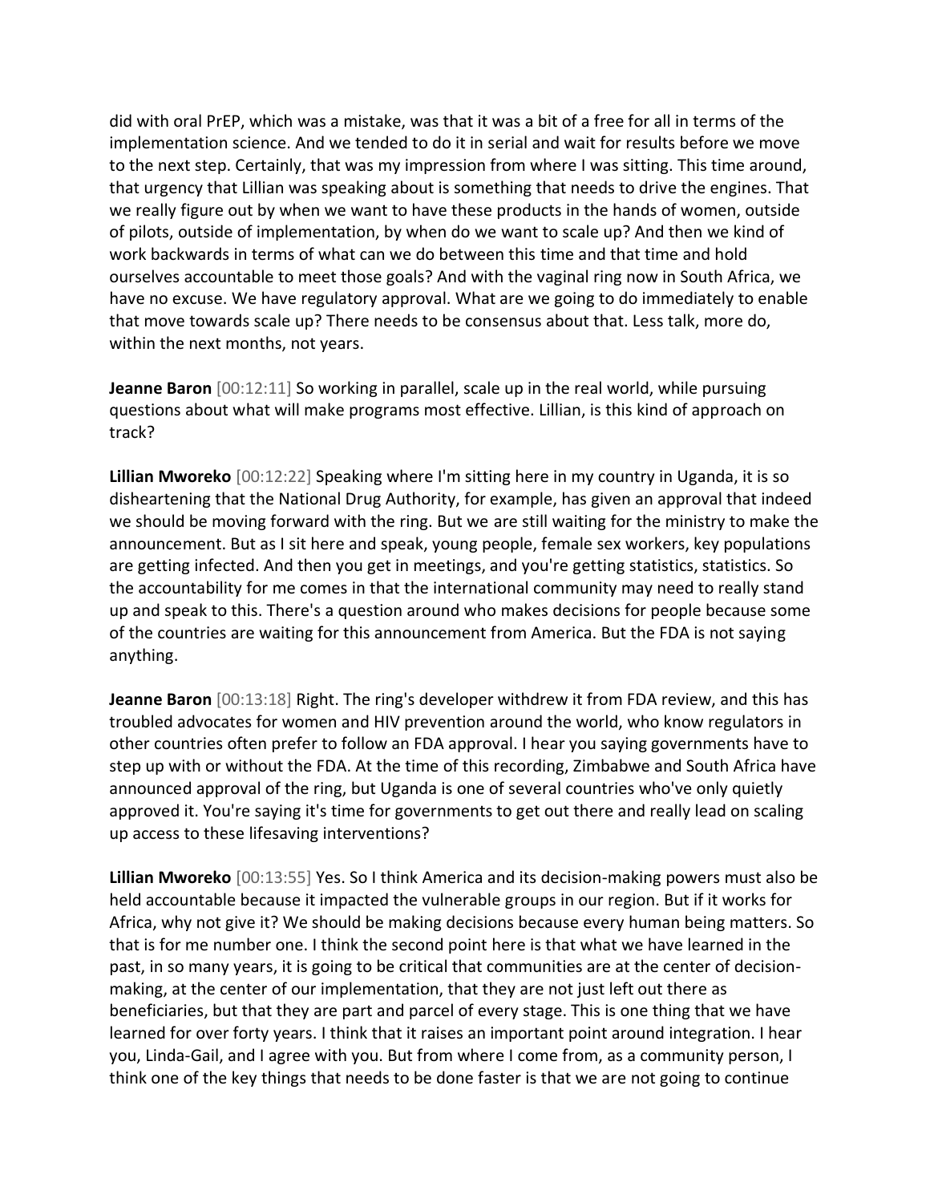did with oral PrEP, which was a mistake, was that it was a bit of a free for all in terms of the implementation science. And we tended to do it in serial and wait for results before we move to the next step. Certainly, that was my impression from where I was sitting. This time around, that urgency that Lillian was speaking about is something that needs to drive the engines. That we really figure out by when we want to have these products in the hands of women, outside of pilots, outside of implementation, by when do we want to scale up? And then we kind of work backwards in terms of what can we do between this time and that time and hold ourselves accountable to meet those goals? And with the vaginal ring now in South Africa, we have no excuse. We have regulatory approval. What are we going to do immediately to enable that move towards scale up? There needs to be consensus about that. Less talk, more do, within the next months, not years.

**Jeanne Baron** [00:12:11] So working in parallel, scale up in the real world, while pursuing questions about what will make programs most effective. Lillian, is this kind of approach on track?

**Lillian Mworeko** [00:12:22] Speaking where I'm sitting here in my country in Uganda, it is so disheartening that the National Drug Authority, for example, has given an approval that indeed we should be moving forward with the ring. But we are still waiting for the ministry to make the announcement. But as I sit here and speak, young people, female sex workers, key populations are getting infected. And then you get in meetings, and you're getting statistics, statistics. So the accountability for me comes in that the international community may need to really stand up and speak to this. There's a question around who makes decisions for people because some of the countries are waiting for this announcement from America. But the FDA is not saying anything.

**Jeanne Baron** [00:13:18] Right. The ring's developer withdrew it from FDA review, and this has troubled advocates for women and HIV prevention around the world, who know regulators in other countries often prefer to follow an FDA approval. I hear you saying governments have to step up with or without the FDA. At the time of this recording, Zimbabwe and South Africa have announced approval of the ring, but Uganda is one of several countries who've only quietly approved it. You're saying it's time for governments to get out there and really lead on scaling up access to these lifesaving interventions?

**Lillian Mworeko** [00:13:55] Yes. So I think America and its decision-making powers must also be held accountable because it impacted the vulnerable groups in our region. But if it works for Africa, why not give it? We should be making decisions because every human being matters. So that is for me number one. I think the second point here is that what we have learned in the past, in so many years, it is going to be critical that communities are at the center of decision-making, at the center of our implementation, that they are not just left out there as beneficiaries, but that they are part and parcel of every stage. This is one thing that we have learned for over forty years. I think that it raises an important point around integration. I hear you, Linda-Gail, and I agree with you. But from where I come from, as a community person, I think one of the key things that needs to be done faster is that we are not going to continue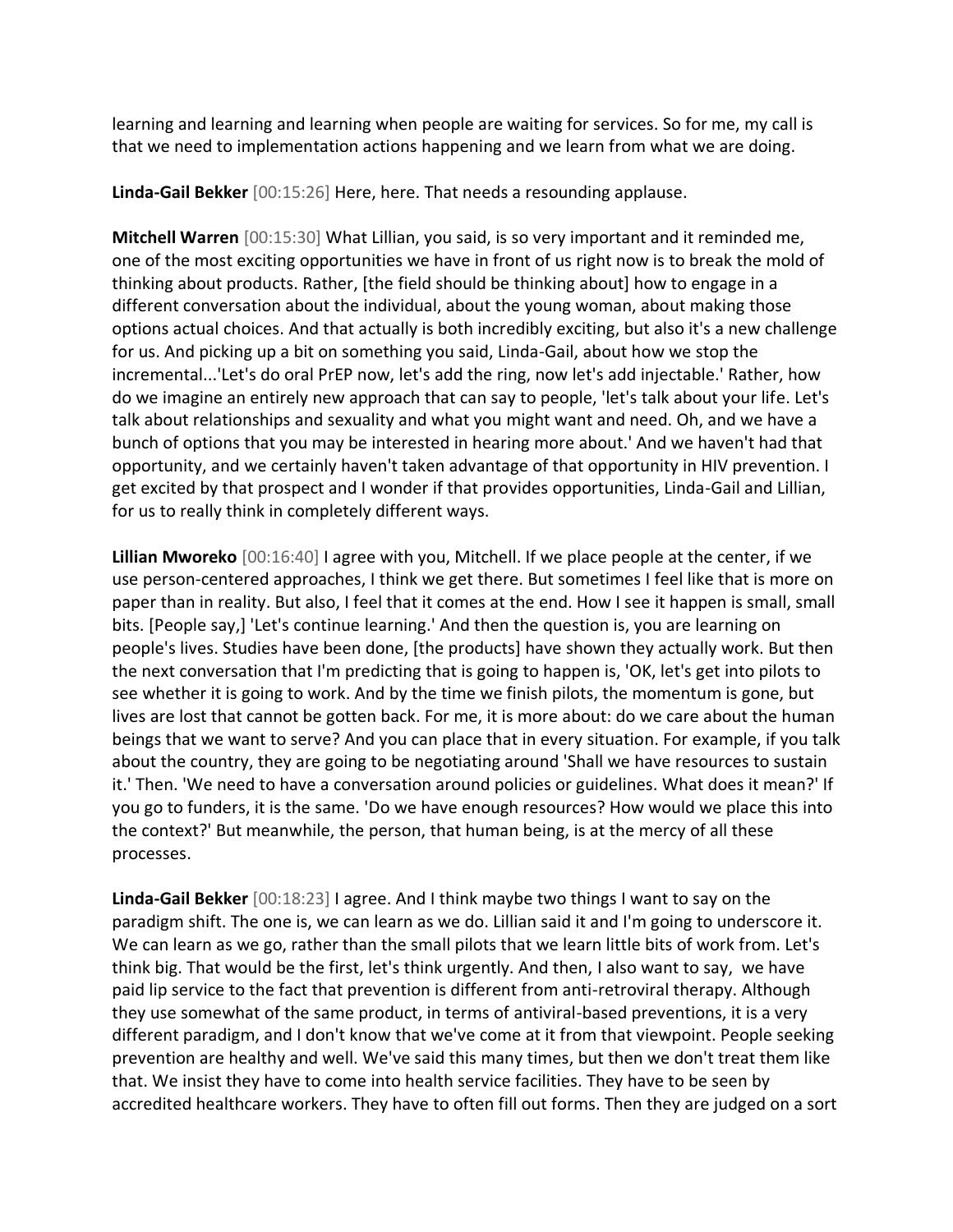learning and learning and learning when people are waiting for services. So for me, my call is that we need to implementation actions happening and we learn from what we are doing.

**Linda-Gail Bekker** [00:15:26] Here, here. That needs a resounding applause.

**Mitchell Warren** [00:15:30] What Lillian, you said, is so very important and it reminded me, one of the most exciting opportunities we have in front of us right now is to break the mold of thinking about products. Rather, [the field should be thinking about] how to engage in a different conversation about the individual, about the young woman, about making those options actual choices. And that actually is both incredibly exciting, but also it's a new challenge for us. And picking up a bit on something you said, Linda-Gail, about how we stop the incremental...'Let's do oral PrEP now, let's add the ring, now let's add injectable.' Rather, how do we imagine an entirely new approach that can say to people, 'let's talk about your life. Let's talk about relationships and sexuality and what you might want and need. Oh, and we have a bunch of options that you may be interested in hearing more about.' And we haven't had that opportunity, and we certainly haven't taken advantage of that opportunity in HIV prevention. I get excited by that prospect and I wonder if that provides opportunities, Linda-Gail and Lillian, for us to really think in completely different ways.

**Lillian Mworeko** [00:16:40] I agree with you, Mitchell. If we place people at the center, if we use person-centered approaches, I think we get there. But sometimes I feel like that is more on paper than in reality. But also, I feel that it comes at the end. How I see it happen is small, small bits. [People say,] 'Let's continue learning.' And then the question is, you are learning on people's lives. Studies have been done, [the products] have shown they actually work. But then the next conversation that I'm predicting that is going to happen is, 'OK, let's get into pilots to see whether it is going to work. And by the time we finish pilots, the momentum is gone, but lives are lost that cannot be gotten back. For me, it is more about: do we care about the human beings that we want to serve? And you can place that in every situation. For example, if you talk about the country, they are going to be negotiating around 'Shall we have resources to sustain it.' Then. 'We need to have a conversation around policies or guidelines. What does it mean?' If you go to funders, it is the same. 'Do we have enough resources? How would we place this into the context?' But meanwhile, the person, that human being, is at the mercy of all these processes.

**Linda-Gail Bekker** [00:18:23] I agree. And I think maybe two things I want to say on the paradigm shift. The one is, we can learn as we do. Lillian said it and I'm going to underscore it. We can learn as we go, rather than the small pilots that we learn little bits of work from. Let's think big. That would be the first, let's think urgently. And then, I also want to say, we have paid lip service to the fact that prevention is different from anti-retroviral therapy. Although they use somewhat of the same product, in terms of antiviral-based preventions, it is a very different paradigm, and I don't know that we've come at it from that viewpoint. People seeking prevention are healthy and well. We've said this many times, but then we don't treat them like that. We insist they have to come into health service facilities. They have to be seen by accredited healthcare workers. They have to often fill out forms. Then they are judged on a sort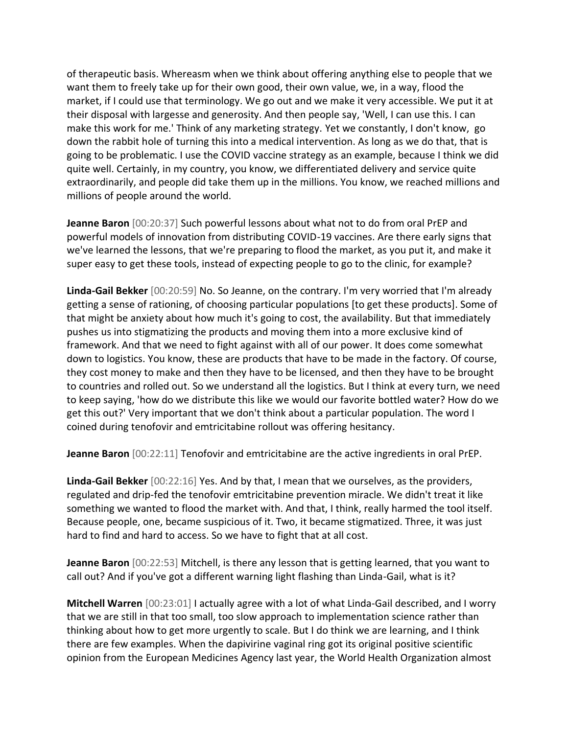of therapeutic basis. Whereasm when we think about offering anything else to people that we want them to freely take up for their own good, their own value, we, in a way, flood the market, if I could use that terminology. We go out and we make it very accessible. We put it at their disposal with largesse and generosity. And then people say, 'Well, I can use this. I can make this work for me.' Think of any marketing strategy. Yet we constantly, I don't know, go down the rabbit hole of turning this into a medical intervention. As long as we do that, that is going to be problematic. I use the COVID vaccine strategy as an example, because I think we did quite well. Certainly, in my country, you know, we differentiated delivery and service quite extraordinarily, and people did take them up in the millions. You know, we reached millions and millions of people around the world.

**Jeanne Baron** [00:20:37] Such powerful lessons about what not to do from oral PrEP and powerful models of innovation from distributing COVID-19 vaccines. Are there early signs that we've learned the lessons, that we're preparing to flood the market, as you put it, and make it super easy to get these tools, instead of expecting people to go to the clinic, for example?

**Linda-Gail Bekker** [00:20:59] No. So Jeanne, on the contrary. I'm very worried that I'm already getting a sense of rationing, of choosing particular populations [to get these products]. Some of that might be anxiety about how much it's going to cost, the availability. But that immediately pushes us into stigmatizing the products and moving them into a more exclusive kind of framework. And that we need to fight against with all of our power. It does come somewhat down to logistics. You know, these are products that have to be made in the factory. Of course, they cost money to make and then they have to be licensed, and then they have to be brought to countries and rolled out. So we understand all the logistics. But I think at every turn, we need to keep saying, 'how do we distribute this like we would our favorite bottled water? How do we get this out?' Very important that we don't think about a particular population. The word I coined during tenofovir and emtricitabine rollout was offering hesitancy.

**Jeanne Baron** [00:22:11] Tenofovir and emtricitabine are the active ingredients in oral PrEP.

**Linda-Gail Bekker** [00:22:16] Yes. And by that, I mean that we ourselves, as the providers, regulated and drip-fed the tenofovir emtricitabine prevention miracle. We didn't treat it like something we wanted to flood the market with. And that, I think, really harmed the tool itself. Because people, one, became suspicious of it. Two, it became stigmatized. Three, it was just hard to find and hard to access. So we have to fight that at all cost.

**Jeanne Baron** [00:22:53] Mitchell, is there any lesson that is getting learned, that you want to call out? And if you've got a different warning light flashing than Linda-Gail, what is it?

**Mitchell Warren** [00:23:01] I actually agree with a lot of what Linda-Gail described, and I worry that we are still in that too small, too slow approach to implementation science rather than thinking about how to get more urgently to scale. But I do think we are learning, and I think there are few examples. When the dapivirine vaginal ring got its original positive scientific opinion from the European Medicines Agency last year, the World Health Organization almost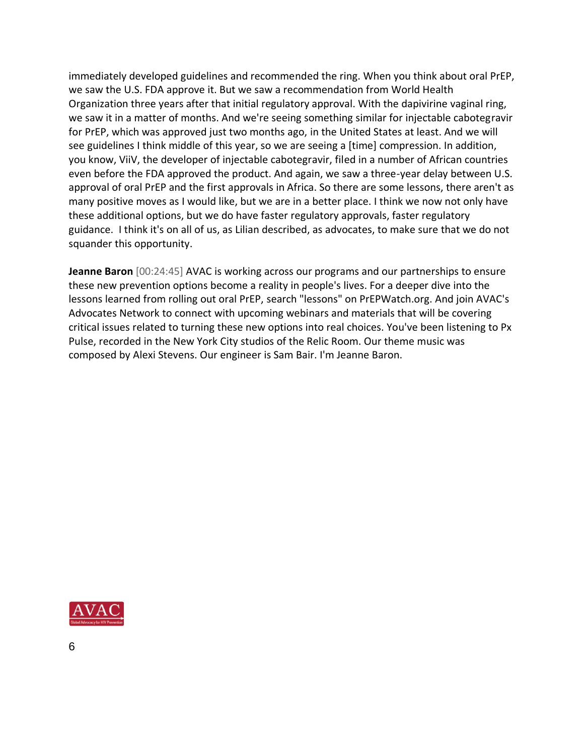immediately developed guidelines and recommended the ring. When you think about oral PrEP, we saw the U.S. FDA approve it. But we saw a recommendation from World Health Organization three years after that initial regulatory approval. With the dapivirine vaginal ring, we saw it in a matter of months. And we're seeing something similar for injectable cabotegravir for PrEP, which was approved just two months ago, in the United States at least. And we will see guidelines I think middle of this year, so we are seeing a [time] compression. In addition, you know, ViiV, the developer of injectable cabotegravir, filed in a number of African countries even before the FDA approved the product. And again, we saw a three-year delay between U.S. approval of oral PrEP and the first approvals in Africa. So there are some lessons, there aren't as many positive moves as I would like, but we are in a better place. I think we now not only have these additional options, but we do have faster regulatory approvals, faster regulatory guidance. I think it's on all of us, as Lilian described, as advocates, to make sure that we do not squander this opportunity.

**Jeanne Baron** [00:24:45] AVAC is working across our programs and our partnerships to ensure these new prevention options become a reality in people's lives. For a deeper dive into the lessons learned from rolling out oral PrEP, search "lessons" on PrEPWatch.org. And join AVAC's Advocates Network to connect with upcoming webinars and materials that will be covering critical issues related to turning these new options into real choices. You've been listening to Px Pulse, recorded in the New York City studios of the Relic Room. Our theme music was composed by Alexi Stevens. Our engineer is Sam Bair. I'm Jeanne Baron.